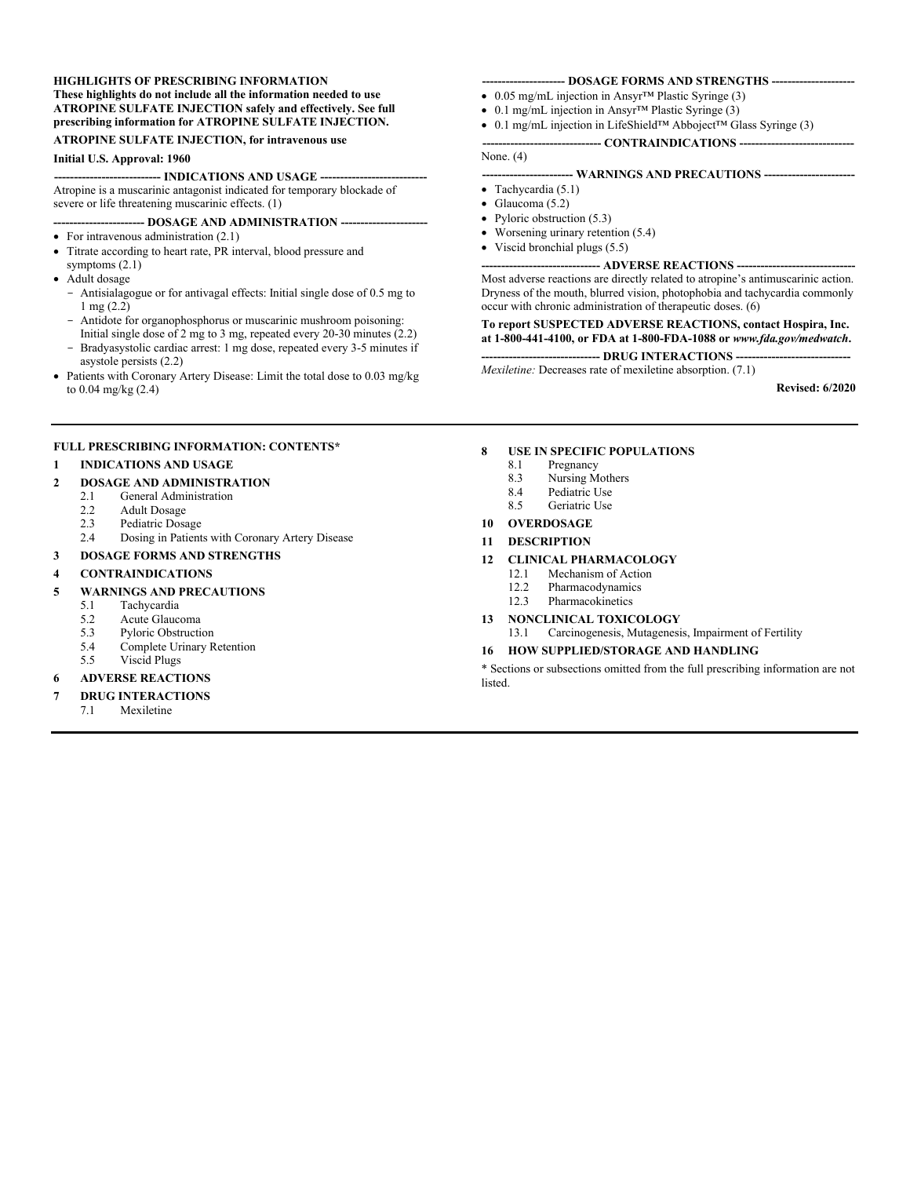**HIGHLIGHTS OF PRESCRIBING INFORMATION**
**These highlights do not include all the information needed to use ATROPINE SULFATE INJECTION safely and effectively. See full prescribing information for ATROPINE SULFATE INJECTION.**

**ATROPINE SULFATE INJECTION, for intravenous use**

**Initial U.S. Approval: 1960**

**--------------------------- INDICATIONS AND USAGE ---------------------------**

Atropine is a muscarinic antagonist indicated for temporary blockade of severe or life threatening muscarinic effects. (1)

**---------------------- DOSAGE AND ADMINISTRATION ----------------------**

- For intravenous administration (2.1)
- Titrate according to heart rate, PR interval, blood pressure and symptoms (2.1)
- Adult dosage
  - Antisialagogue or for antivagal effects: Initial single dose of 0.5 mg to 1 mg (2.2)
  - Antidote for organophosphorus or muscarinic mushroom poisoning: Initial single dose of 2 mg to 3 mg, repeated every 20-30 minutes (2.2)
  - Bradyasystolic cardiac arrest: 1 mg dose, repeated every 3-5 minutes if asystole persists (2.2)
- Patients with Coronary Artery Disease: Limit the total dose to 0.03 mg/kg to 0.04 mg/kg (2.4)

**--------------------- DOSAGE FORMS AND STRENGTHS ---------------------**

- 0.05 mg/mL injection in Ansyr™ Plastic Syringe (3)
- 0.1 mg/mL injection in Ansyr™ Plastic Syringe (3)
- 0.1 mg/mL injection in LifeShield™ Abboject™ Glass Syringe (3)

**------------------------------ CONTRAINDICATIONS ------------------------------**

None. (4)

**----------------------- WARNINGS AND PRECAUTIONS -----------------------**

- Tachycardia (5.1)
- Glaucoma (5.2)
- Pyloric obstruction (5.3)
- Worsening urinary retention (5.4)
- Viscid bronchial plugs (5.5)

**------------------------------ ADVERSE REACTIONS ------------------------------**

Most adverse reactions are directly related to atropine's antimuscarinic action. Dryness of the mouth, blurred vision, photophobia and tachycardia commonly occur with chronic administration of therapeutic doses. (6)

**To report SUSPECTED ADVERSE REACTIONS, contact Hospira, Inc. at 1-800-441-4100, or FDA at 1-800-FDA-1088 or *www.fda.gov/medwatch*.**

**------------------------------ DRUG INTERACTIONS ------------------------------**

*Mexiletine:* Decreases rate of mexiletine absorption. (7.1)

**Revised: 6/2020**

---

**FULL PRESCRIBING INFORMATION: CONTENTS***

**1 INDICATIONS AND USAGE**

**2 DOSAGE AND ADMINISTRATION**
- 2.1 General Administration
- 2.2 Adult Dosage
- 2.3 Pediatric Dosage
- 2.4 Dosing in Patients with Coronary Artery Disease

**3 DOSAGE FORMS AND STRENGTHS**

**4 CONTRAINDICATIONS**

**5 WARNINGS AND PRECAUTIONS**
- 5.1 Tachycardia
- 5.2 Acute Glaucoma
- 5.3 Pyloric Obstruction
- 5.4 Complete Urinary Retention
- 5.5 Viscid Plugs

**6 ADVERSE REACTIONS**

**7 DRUG INTERACTIONS**
- 7.1 Mexiletine

**8 USE IN SPECIFIC POPULATIONS**
- 8.1 Pregnancy
- 8.3 Nursing Mothers
- 8.4 Pediatric Use
- 8.5 Geriatric Use

**10 OVERDOSAGE**

**11 DESCRIPTION**

**12 CLINICAL PHARMACOLOGY**
- 12.1 Mechanism of Action
- 12.2 Pharmacodynamics
- 12.3 Pharmacokinetics

**13 NONCLINICAL TOXICOLOGY**
- 13.1 Carcinogenesis, Mutagenesis, Impairment of Fertility

**16 HOW SUPPLIED/STORAGE AND HANDLING**

* Sections or subsections omitted from the full prescribing information are not listed.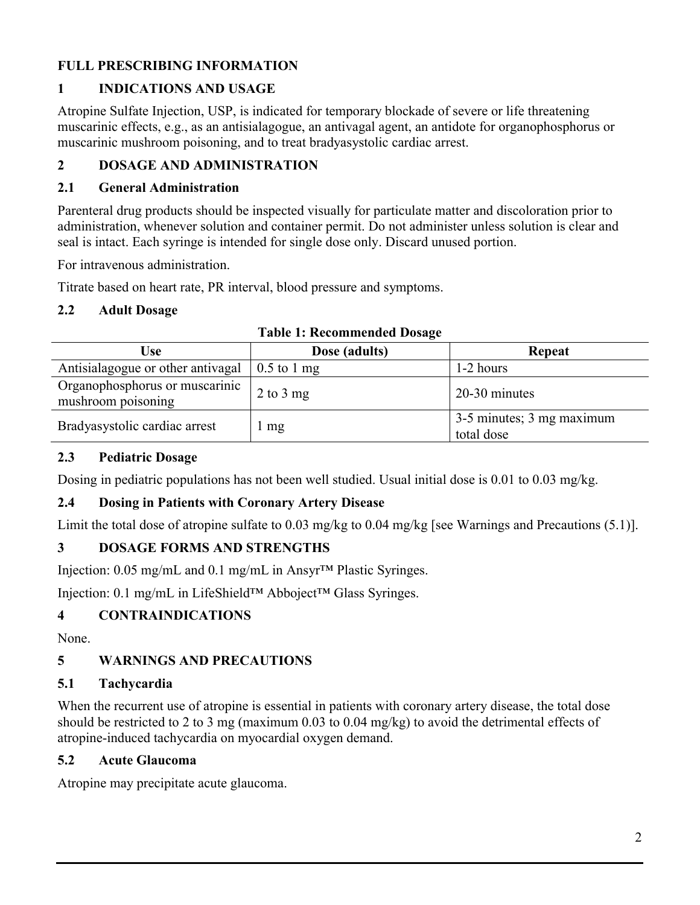# FULL PRESCRIBING INFORMATION

## 1 INDICATIONS AND USAGE

Atropine Sulfate Injection, USP, is indicated for temporary blockade of severe or life threatening muscarinic effects, e.g., as an antisialagogue, an antivagal agent, an antidote for organophosphorus or muscarinic mushroom poisoning, and to treat bradyasystolic cardiac arrest.

## 2 DOSAGE AND ADMINISTRATION

### 2.1 General Administration

Parenteral drug products should be inspected visually for particulate matter and discoloration prior to administration, whenever solution and container permit. Do not administer unless solution is clear and seal is intact. Each syringe is intended for single dose only. Discard unused portion.

For intravenous administration.

Titrate based on heart rate, PR interval, blood pressure and symptoms.

### 2.2 Adult Dosage

**Table 1: Recommended Dosage**

| Use | Dose (adults) | Repeat |
|---|---|---|
| Antisialagogue or other antivagal | 0.5 to 1 mg | 1-2 hours |
| Organophosphorus or muscarinic mushroom poisoning | 2 to 3 mg | 20-30 minutes |
| Bradyasystolic cardiac arrest | 1 mg | 3-5 minutes; 3 mg maximum total dose |

### 2.3 Pediatric Dosage

Dosing in pediatric populations has not been well studied. Usual initial dose is 0.01 to 0.03 mg/kg.

### 2.4 Dosing in Patients with Coronary Artery Disease

Limit the total dose of atropine sulfate to 0.03 mg/kg to 0.04 mg/kg [see Warnings and Precautions (5.1)].

## 3 DOSAGE FORMS AND STRENGTHS

Injection: 0.05 mg/mL and 0.1 mg/mL in Ansyr™ Plastic Syringes.

Injection: 0.1 mg/mL in LifeShield™ Abboject™ Glass Syringes.

## 4 CONTRAINDICATIONS

None.

## 5 WARNINGS AND PRECAUTIONS

### 5.1 Tachycardia

When the recurrent use of atropine is essential in patients with coronary artery disease, the total dose should be restricted to 2 to 3 mg (maximum 0.03 to 0.04 mg/kg) to avoid the detrimental effects of atropine-induced tachycardia on myocardial oxygen demand.

### 5.2 Acute Glaucoma

Atropine may precipitate acute glaucoma.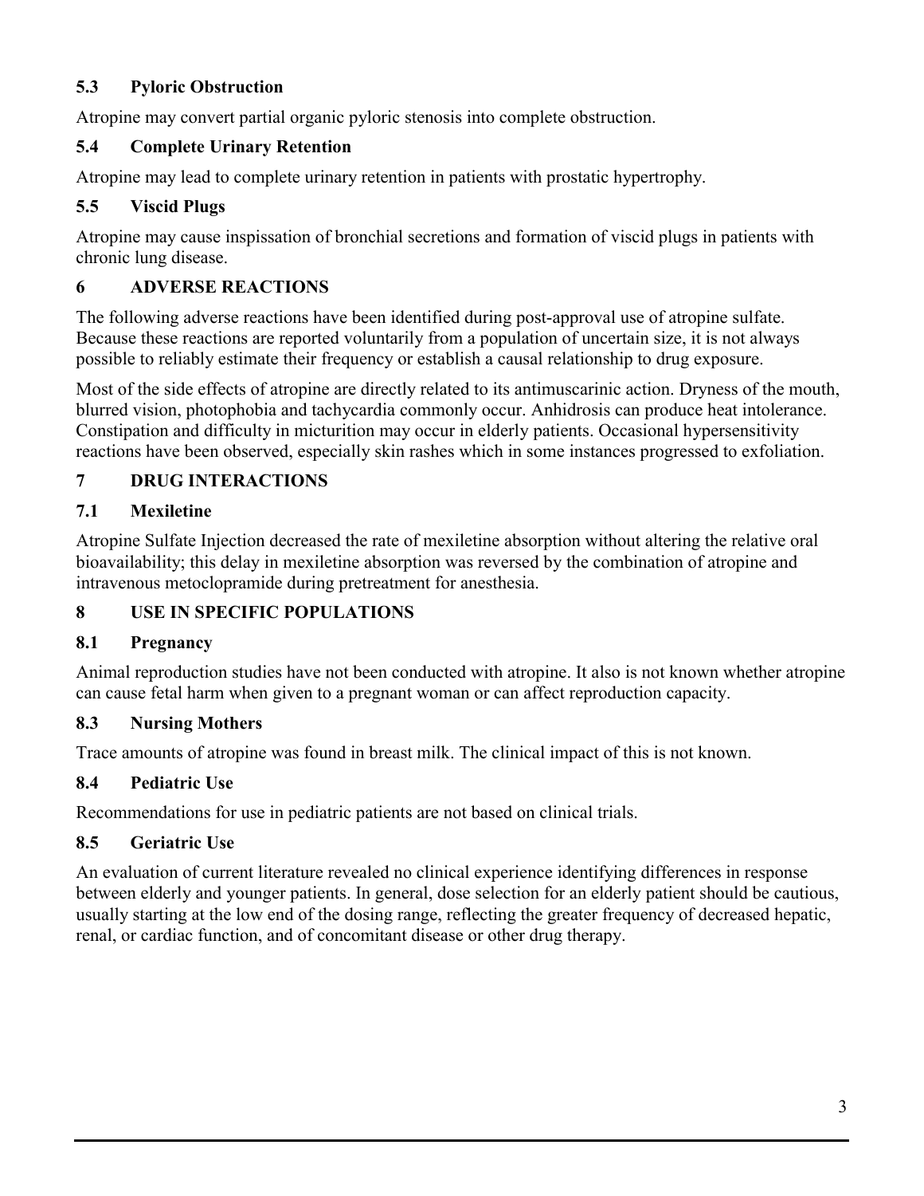### 5.3 Pyloric Obstruction

Atropine may convert partial organic pyloric stenosis into complete obstruction.

### 5.4 Complete Urinary Retention

Atropine may lead to complete urinary retention in patients with prostatic hypertrophy.

### 5.5 Viscid Plugs

Atropine may cause inspissation of bronchial secretions and formation of viscid plugs in patients with chronic lung disease.

## 6 ADVERSE REACTIONS

The following adverse reactions have been identified during post-approval use of atropine sulfate. Because these reactions are reported voluntarily from a population of uncertain size, it is not always possible to reliably estimate their frequency or establish a causal relationship to drug exposure.

Most of the side effects of atropine are directly related to its antimuscarinic action. Dryness of the mouth, blurred vision, photophobia and tachycardia commonly occur. Anhidrosis can produce heat intolerance. Constipation and difficulty in micturition may occur in elderly patients. Occasional hypersensitivity reactions have been observed, especially skin rashes which in some instances progressed to exfoliation.

## 7 DRUG INTERACTIONS

### 7.1 Mexiletine

Atropine Sulfate Injection decreased the rate of mexiletine absorption without altering the relative oral bioavailability; this delay in mexiletine absorption was reversed by the combination of atropine and intravenous metoclopramide during pretreatment for anesthesia.

## 8 USE IN SPECIFIC POPULATIONS

### 8.1 Pregnancy

Animal reproduction studies have not been conducted with atropine. It also is not known whether atropine can cause fetal harm when given to a pregnant woman or can affect reproduction capacity.

### 8.3 Nursing Mothers

Trace amounts of atropine was found in breast milk. The clinical impact of this is not known.

### 8.4 Pediatric Use

Recommendations for use in pediatric patients are not based on clinical trials.

### 8.5 Geriatric Use

An evaluation of current literature revealed no clinical experience identifying differences in response between elderly and younger patients. In general, dose selection for an elderly patient should be cautious, usually starting at the low end of the dosing range, reflecting the greater frequency of decreased hepatic, renal, or cardiac function, and of concomitant disease or other drug therapy.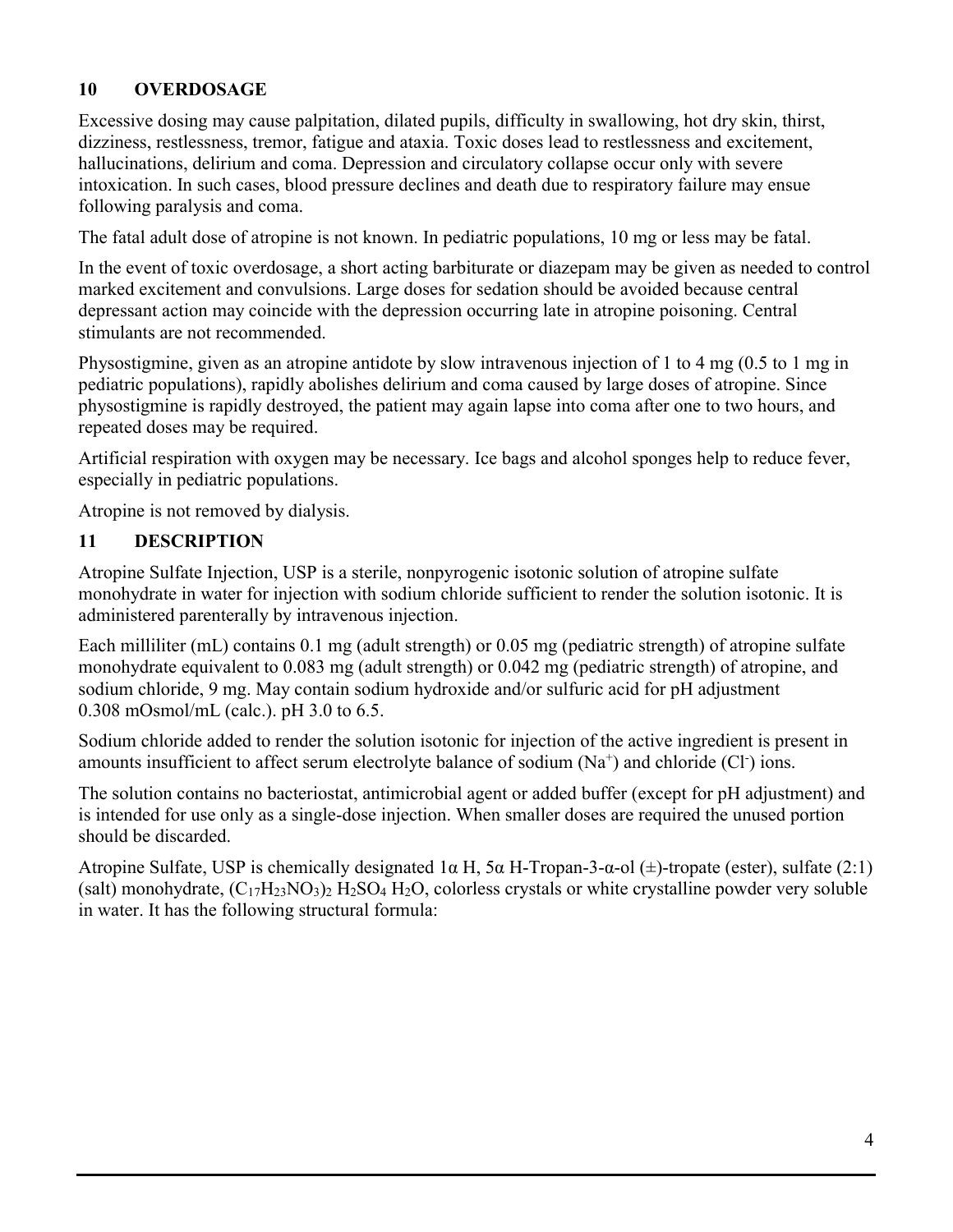## 10 OVERDOSAGE

Excessive dosing may cause palpitation, dilated pupils, difficulty in swallowing, hot dry skin, thirst, dizziness, restlessness, tremor, fatigue and ataxia. Toxic doses lead to restlessness and excitement, hallucinations, delirium and coma. Depression and circulatory collapse occur only with severe intoxication. In such cases, blood pressure declines and death due to respiratory failure may ensue following paralysis and coma.

The fatal adult dose of atropine is not known. In pediatric populations, 10 mg or less may be fatal.

In the event of toxic overdosage, a short acting barbiturate or diazepam may be given as needed to control marked excitement and convulsions. Large doses for sedation should be avoided because central depressant action may coincide with the depression occurring late in atropine poisoning. Central stimulants are not recommended.

Physostigmine, given as an atropine antidote by slow intravenous injection of 1 to 4 mg (0.5 to 1 mg in pediatric populations), rapidly abolishes delirium and coma caused by large doses of atropine. Since physostigmine is rapidly destroyed, the patient may again lapse into coma after one to two hours, and repeated doses may be required.

Artificial respiration with oxygen may be necessary. Ice bags and alcohol sponges help to reduce fever, especially in pediatric populations.

Atropine is not removed by dialysis.

## 11 DESCRIPTION

Atropine Sulfate Injection, USP is a sterile, nonpyrogenic isotonic solution of atropine sulfate monohydrate in water for injection with sodium chloride sufficient to render the solution isotonic. It is administered parenterally by intravenous injection.

Each milliliter (mL) contains 0.1 mg (adult strength) or 0.05 mg (pediatric strength) of atropine sulfate monohydrate equivalent to 0.083 mg (adult strength) or 0.042 mg (pediatric strength) of atropine, and sodium chloride, 9 mg. May contain sodium hydroxide and/or sulfuric acid for pH adjustment 0.308 mOsmol/mL (calc.). pH 3.0 to 6.5.

Sodium chloride added to render the solution isotonic for injection of the active ingredient is present in amounts insufficient to affect serum electrolyte balance of sodium ($Na^+$) and chloride ($Cl^-$) ions.

The solution contains no bacteriostat, antimicrobial agent or added buffer (except for pH adjustment) and is intended for use only as a single-dose injection. When smaller doses are required the unused portion should be discarded.

Atropine Sulfate, USP is chemically designated 1α H, 5α H-Tropan-3-α-ol (±)-tropate (ester), sulfate (2:1) (salt) monohydrate, $(C_{17}H_{23}NO_3)_2\ H_2SO_4\ H_2O$, colorless crystals or white crystalline powder very soluble in water. It has the following structural formula: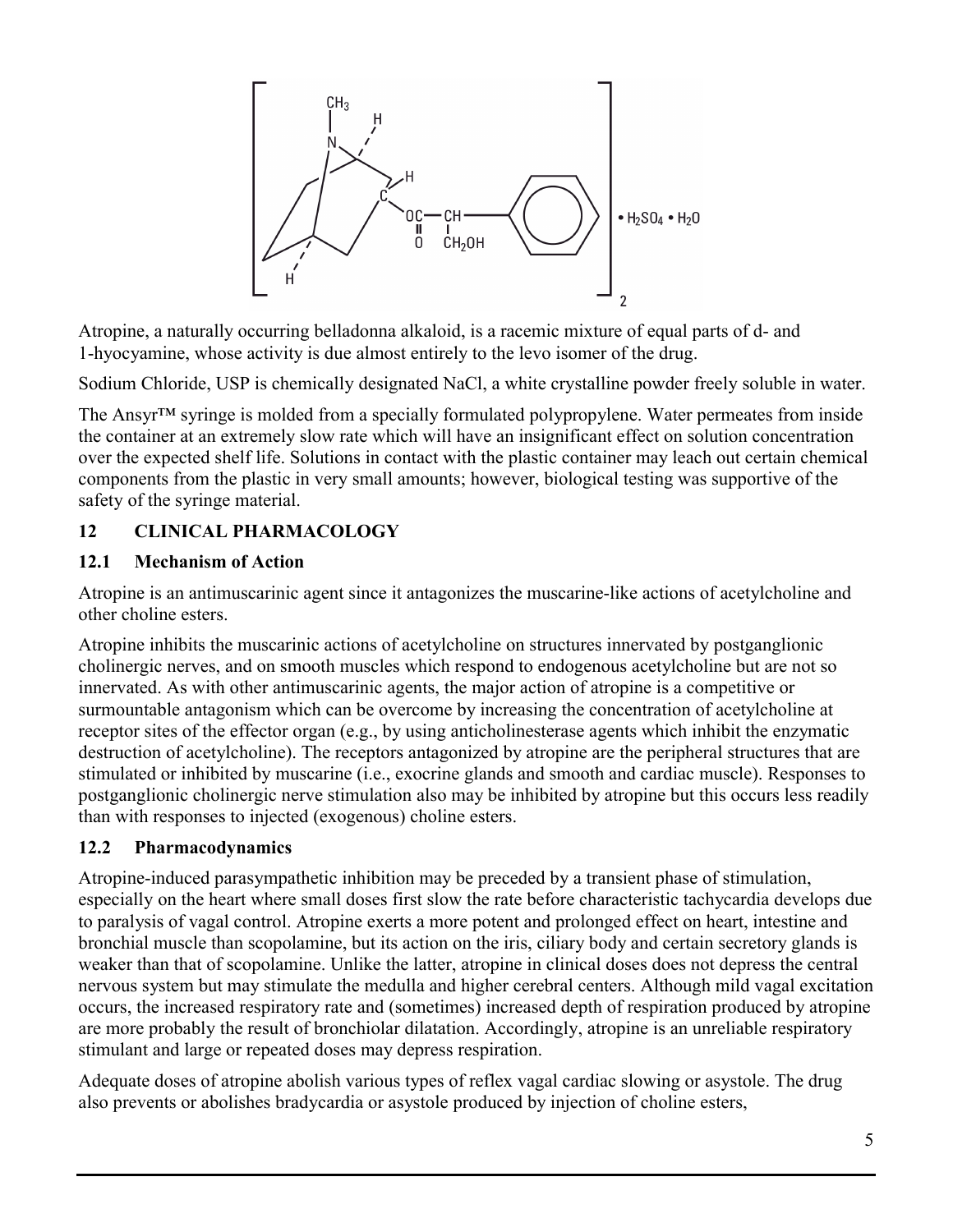$$\left[ \text{atropine} \right]_2 \cdot H_2SO_4 \cdot H_2O$$

Atropine, a naturally occurring belladonna alkaloid, is a racemic mixture of equal parts of d- and 1-hyocyamine, whose activity is due almost entirely to the levo isomer of the drug.

Sodium Chloride, USP is chemically designated NaCl, a white crystalline powder freely soluble in water.

The Ansyr™ syringe is molded from a specially formulated polypropylene. Water permeates from inside the container at an extremely slow rate which will have an insignificant effect on solution concentration over the expected shelf life. Solutions in contact with the plastic container may leach out certain chemical components from the plastic in very small amounts; however, biological testing was supportive of the safety of the syringe material.

## 12 CLINICAL PHARMACOLOGY

### 12.1 Mechanism of Action

Atropine is an antimuscarinic agent since it antagonizes the muscarine-like actions of acetylcholine and other choline esters.

Atropine inhibits the muscarinic actions of acetylcholine on structures innervated by postganglionic cholinergic nerves, and on smooth muscles which respond to endogenous acetylcholine but are not so innervated. As with other antimuscarinic agents, the major action of atropine is a competitive or surmountable antagonism which can be overcome by increasing the concentration of acetylcholine at receptor sites of the effector organ (e.g., by using anticholinesterase agents which inhibit the enzymatic destruction of acetylcholine). The receptors antagonized by atropine are the peripheral structures that are stimulated or inhibited by muscarine (i.e., exocrine glands and smooth and cardiac muscle). Responses to postganglionic cholinergic nerve stimulation also may be inhibited by atropine but this occurs less readily than with responses to injected (exogenous) choline esters.

### 12.2 Pharmacodynamics

Atropine-induced parasympathetic inhibition may be preceded by a transient phase of stimulation, especially on the heart where small doses first slow the rate before characteristic tachycardia develops due to paralysis of vagal control. Atropine exerts a more potent and prolonged effect on heart, intestine and bronchial muscle than scopolamine, but its action on the iris, ciliary body and certain secretory glands is weaker than that of scopolamine. Unlike the latter, atropine in clinical doses does not depress the central nervous system but may stimulate the medulla and higher cerebral centers. Although mild vagal excitation occurs, the increased respiratory rate and (sometimes) increased depth of respiration produced by atropine are more probably the result of bronchiolar dilatation. Accordingly, atropine is an unreliable respiratory stimulant and large or repeated doses may depress respiration.

Adequate doses of atropine abolish various types of reflex vagal cardiac slowing or asystole. The drug also prevents or abolishes bradycardia or asystole produced by injection of choline esters,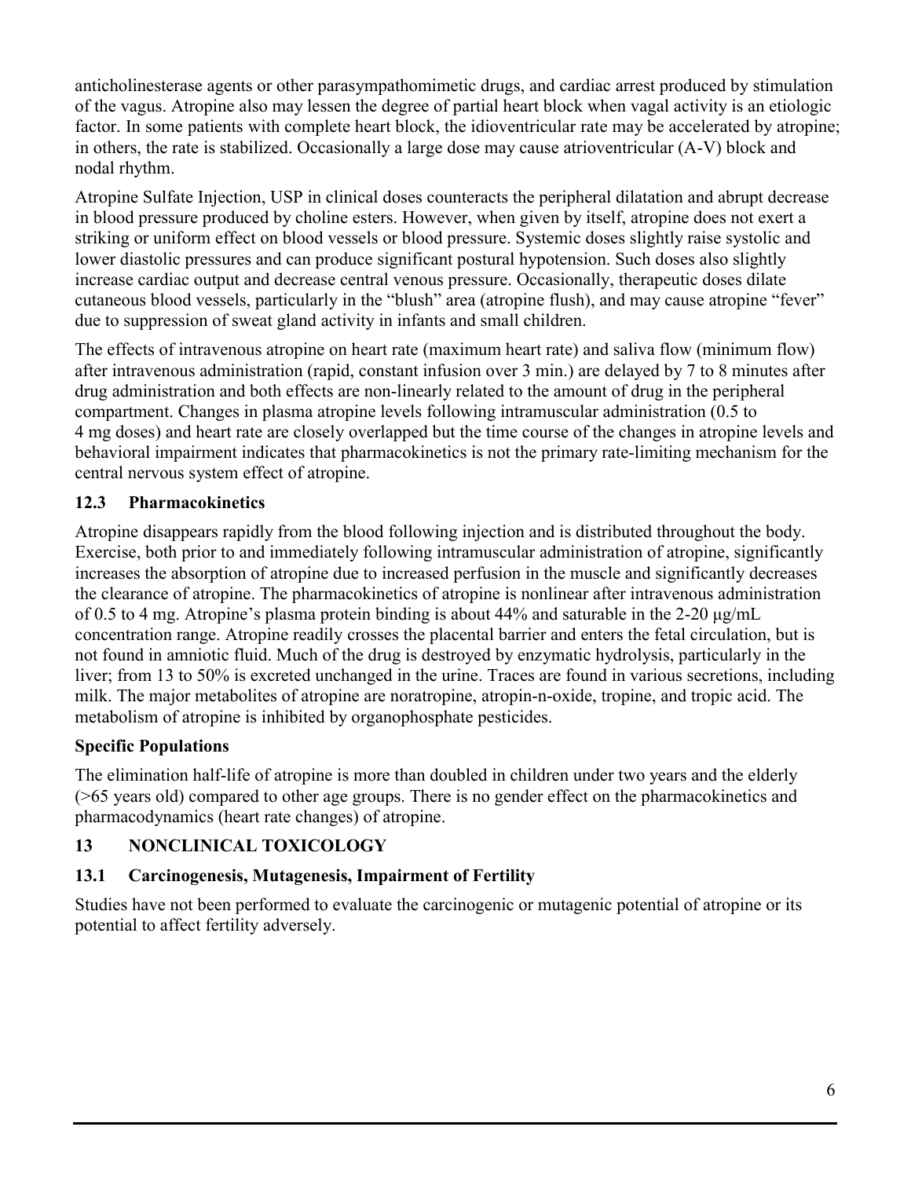anticholinesterase agents or other parasympathomimetic drugs, and cardiac arrest produced by stimulation of the vagus. Atropine also may lessen the degree of partial heart block when vagal activity is an etiologic factor. In some patients with complete heart block, the idioventricular rate may be accelerated by atropine; in others, the rate is stabilized. Occasionally a large dose may cause atrioventricular (A-V) block and nodal rhythm.

Atropine Sulfate Injection, USP in clinical doses counteracts the peripheral dilatation and abrupt decrease in blood pressure produced by choline esters. However, when given by itself, atropine does not exert a striking or uniform effect on blood vessels or blood pressure. Systemic doses slightly raise systolic and lower diastolic pressures and can produce significant postural hypotension. Such doses also slightly increase cardiac output and decrease central venous pressure. Occasionally, therapeutic doses dilate cutaneous blood vessels, particularly in the "blush" area (atropine flush), and may cause atropine "fever" due to suppression of sweat gland activity in infants and small children.

The effects of intravenous atropine on heart rate (maximum heart rate) and saliva flow (minimum flow) after intravenous administration (rapid, constant infusion over 3 min.) are delayed by 7 to 8 minutes after drug administration and both effects are non-linearly related to the amount of drug in the peripheral compartment. Changes in plasma atropine levels following intramuscular administration (0.5 to 4 mg doses) and heart rate are closely overlapped but the time course of the changes in atropine levels and behavioral impairment indicates that pharmacokinetics is not the primary rate-limiting mechanism for the central nervous system effect of atropine.

## 12.3 Pharmacokinetics

Atropine disappears rapidly from the blood following injection and is distributed throughout the body. Exercise, both prior to and immediately following intramuscular administration of atropine, significantly increases the absorption of atropine due to increased perfusion in the muscle and significantly decreases the clearance of atropine. The pharmacokinetics of atropine is nonlinear after intravenous administration of 0.5 to 4 mg. Atropine's plasma protein binding is about 44% and saturable in the 2-20 µg/mL concentration range. Atropine readily crosses the placental barrier and enters the fetal circulation, but is not found in amniotic fluid. Much of the drug is destroyed by enzymatic hydrolysis, particularly in the liver; from 13 to 50% is excreted unchanged in the urine. Traces are found in various secretions, including milk. The major metabolites of atropine are noratropine, atropin-n-oxide, tropine, and tropic acid. The metabolism of atropine is inhibited by organophosphate pesticides.

### Specific Populations

The elimination half-life of atropine is more than doubled in children under two years and the elderly (>65 years old) compared to other age groups. There is no gender effect on the pharmacokinetics and pharmacodynamics (heart rate changes) of atropine.

# 13 NONCLINICAL TOXICOLOGY

## 13.1 Carcinogenesis, Mutagenesis, Impairment of Fertility

Studies have not been performed to evaluate the carcinogenic or mutagenic potential of atropine or its potential to affect fertility adversely.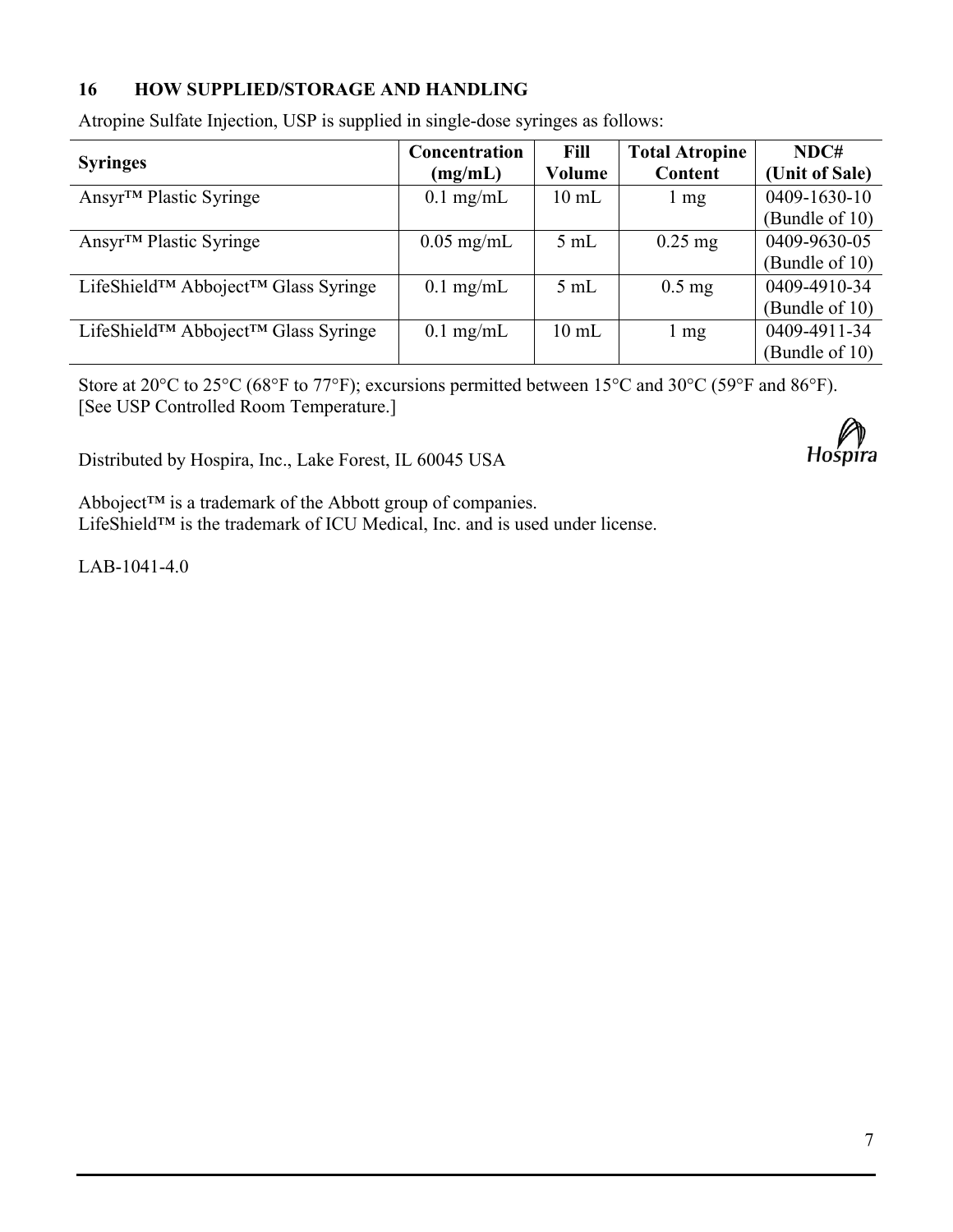## 16 HOW SUPPLIED/STORAGE AND HANDLING

Atropine Sulfate Injection, USP is supplied in single-dose syringes as follows:

| Syringes | Concentration (mg/mL) | Fill Volume | Total Atropine Content | NDC# (Unit of Sale) |
|---|---|---|---|---|
| Ansyr™ Plastic Syringe | 0.1 mg/mL | 10 mL | 1 mg | 0409-1630-10 (Bundle of 10) |
| Ansyr™ Plastic Syringe | 0.05 mg/mL | 5 mL | 0.25 mg | 0409-9630-05 (Bundle of 10) |
| LifeShield™ Abboject™ Glass Syringe | 0.1 mg/mL | 5 mL | 0.5 mg | 0409-4910-34 (Bundle of 10) |
| LifeShield™ Abboject™ Glass Syringe | 0.1 mg/mL | 10 mL | 1 mg | 0409-4911-34 (Bundle of 10) |

Store at 20°C to 25°C (68°F to 77°F); excursions permitted between 15°C and 30°C (59°F and 86°F). [See USP Controlled Room Temperature.]

Distributed by Hospira, Inc., Lake Forest, IL 60045 USA

Hospira

Abboject™ is a trademark of the Abbott group of companies.
LifeShield™ is the trademark of ICU Medical, Inc. and is used under license.

LAB-1041-4.0